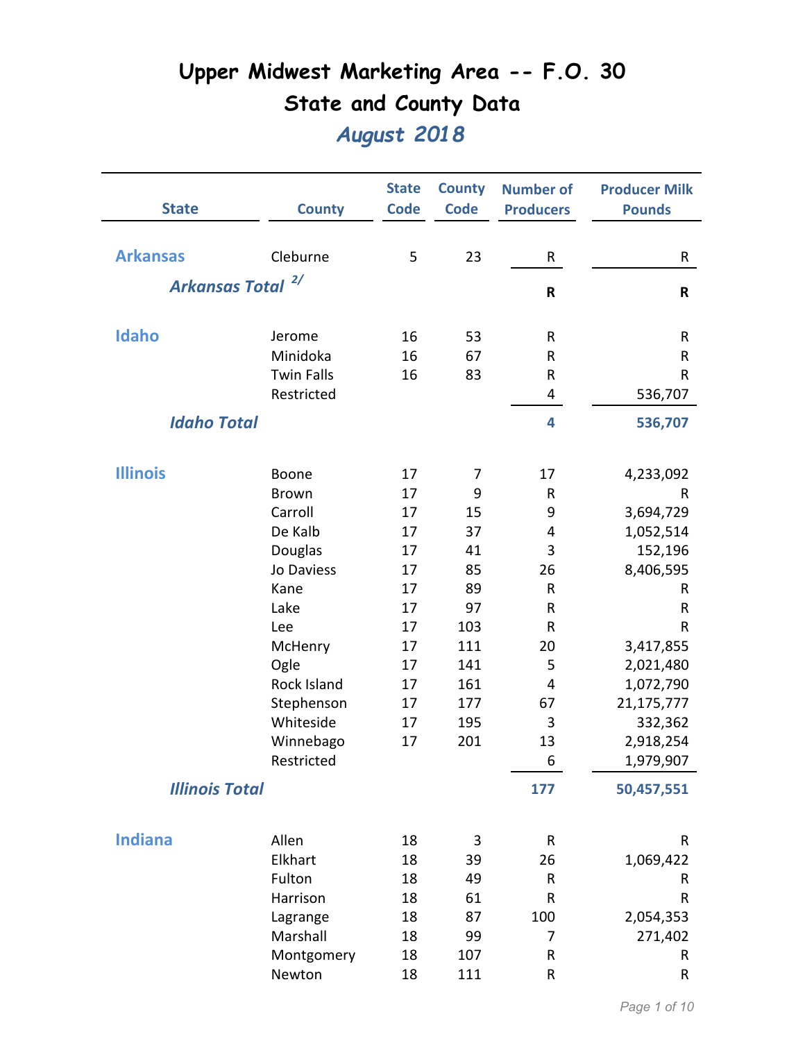# Upper Midwest Marketing Area -- F.O. 30

## State and County Data

### *August 2018*

| State | County | State Code | County Code | Number of Producers | Producer Milk Pounds |
|---|---|---|---|---|---|
| **Arkansas** | Cleburne | 5 | 23 | R | R |
| ***Arkansas Total*** [2/] | | | | **R** | **R** |
| **Idaho** | Jerome | 16 | 53 | R | R |
| | Minidoka | 16 | 67 | R | R |
| | Twin Falls | 16 | 83 | R | R |
| | Restricted | | | 4 | 536,707 |
| ***Idaho Total*** | | | | **4** | **536,707** |
| **Illinois** | Boone | 17 | 7 | 17 | 4,233,092 |
| | Brown | 17 | 9 | R | R |
| | Carroll | 17 | 15 | 9 | 3,694,729 |
| | De Kalb | 17 | 37 | 4 | 1,052,514 |
| | Douglas | 17 | 41 | 3 | 152,196 |
| | Jo Daviess | 17 | 85 | 26 | 8,406,595 |
| | Kane | 17 | 89 | R | R |
| | Lake | 17 | 97 | R | R |
| | Lee | 17 | 103 | R | R |
| | McHenry | 17 | 111 | 20 | 3,417,855 |
| | Ogle | 17 | 141 | 5 | 2,021,480 |
| | Rock Island | 17 | 161 | 4 | 1,072,790 |
| | Stephenson | 17 | 177 | 67 | 21,175,777 |
| | Whiteside | 17 | 195 | 3 | 332,362 |
| | Winnebago | 17 | 201 | 13 | 2,918,254 |
| | Restricted | | | 6 | 1,979,907 |
| ***Illinois Total*** | | | | **177** | **50,457,551** |
| **Indiana** | Allen | 18 | 3 | R | R |
| | Elkhart | 18 | 39 | 26 | 1,069,422 |
| | Fulton | 18 | 49 | R | R |
| | Harrison | 18 | 61 | R | R |
| | Lagrange | 18 | 87 | 100 | 2,054,353 |
| | Marshall | 18 | 99 | 7 | 271,402 |
| | Montgomery | 18 | 107 | R | R |
| | Newton | 18 | 111 | R | R |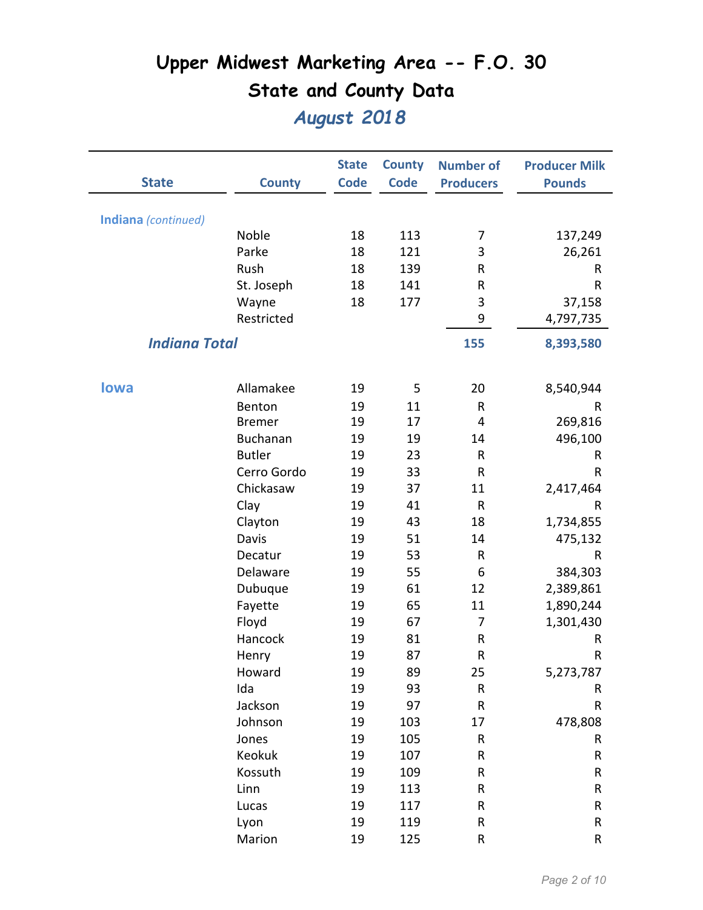# Upper Midwest Marketing Area -- F.O. 30

## State and County Data

### *August 2018*

| State | County | State Code | County Code | Number of Producers | Producer Milk Pounds |
|---|---|---|---|---|---|
| **Indiana** *(continued)* | | | | | |
| | Noble | 18 | 113 | 7 | 137,249 |
| | Parke | 18 | 121 | 3 | 26,261 |
| | Rush | 18 | 139 | R | R |
| | St. Joseph | 18 | 141 | R | R |
| | Wayne | 18 | 177 | 3 | 37,158 |
| | Restricted | | | 9 | 4,797,735 |
| ***Indiana Total*** | | | | **155** | **8,393,580** |
| **Iowa** | Allamakee | 19 | 5 | 20 | 8,540,944 |
| | Benton | 19 | 11 | R | R |
| | Bremer | 19 | 17 | 4 | 269,816 |
| | Buchanan | 19 | 19 | 14 | 496,100 |
| | Butler | 19 | 23 | R | R |
| | Cerro Gordo | 19 | 33 | R | R |
| | Chickasaw | 19 | 37 | 11 | 2,417,464 |
| | Clay | 19 | 41 | R | R |
| | Clayton | 19 | 43 | 18 | 1,734,855 |
| | Davis | 19 | 51 | 14 | 475,132 |
| | Decatur | 19 | 53 | R | R |
| | Delaware | 19 | 55 | 6 | 384,303 |
| | Dubuque | 19 | 61 | 12 | 2,389,861 |
| | Fayette | 19 | 65 | 11 | 1,890,244 |
| | Floyd | 19 | 67 | 7 | 1,301,430 |
| | Hancock | 19 | 81 | R | R |
| | Henry | 19 | 87 | R | R |
| | Howard | 19 | 89 | 25 | 5,273,787 |
| | Ida | 19 | 93 | R | R |
| | Jackson | 19 | 97 | R | R |
| | Johnson | 19 | 103 | 17 | 478,808 |
| | Jones | 19 | 105 | R | R |
| | Keokuk | 19 | 107 | R | R |
| | Kossuth | 19 | 109 | R | R |
| | Linn | 19 | 113 | R | R |
| | Lucas | 19 | 117 | R | R |
| | Lyon | 19 | 119 | R | R |
| | Marion | 19 | 125 | R | R |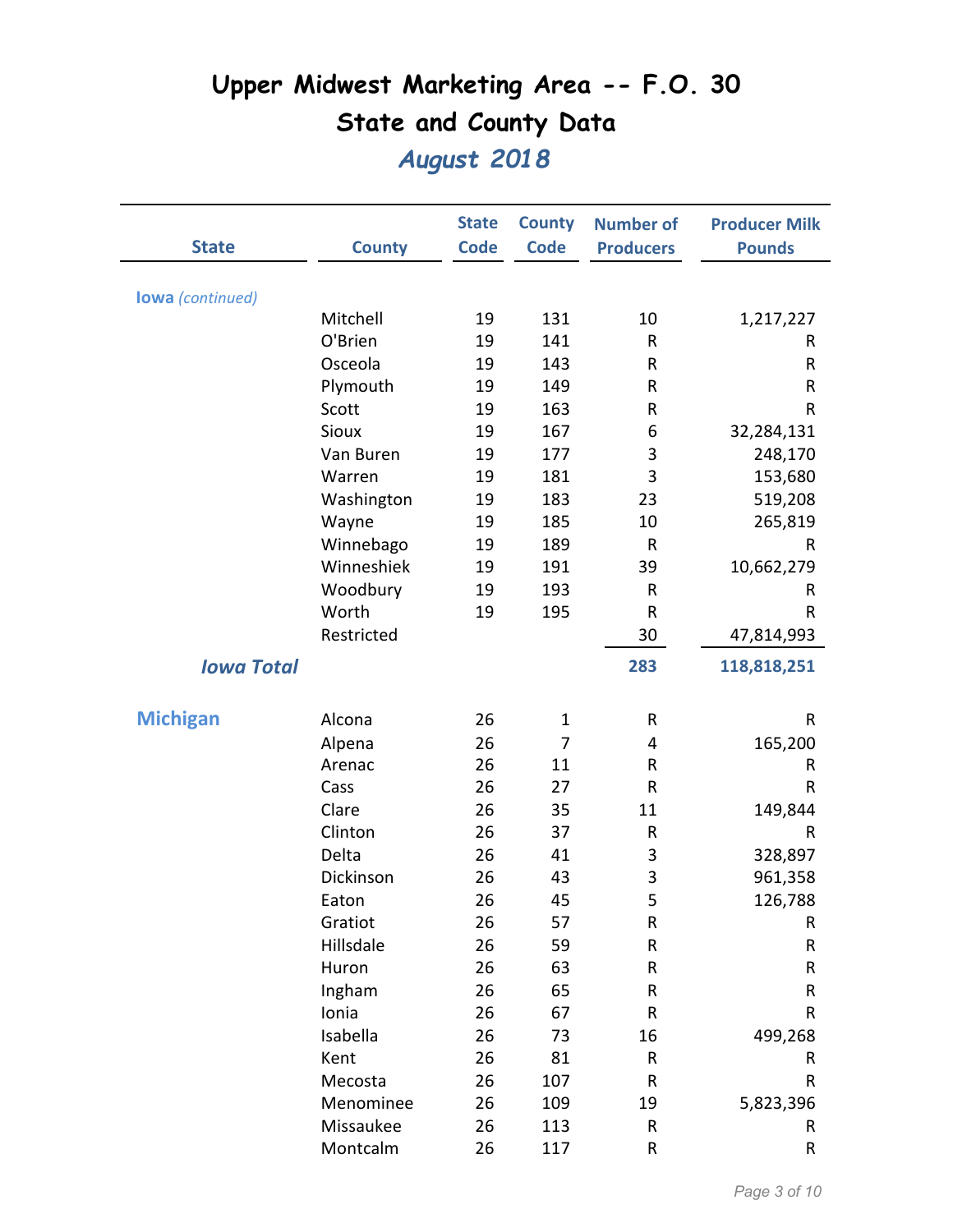# Upper Midwest Marketing Area -- F.O. 30

## State and County Data

### *August 2018*

| State | County | State Code | County Code | Number of Producers | Producer Milk Pounds |
|---|---|---|---|---|---|
| **Iowa** *(continued)* | | | | | |
| | Mitchell | 19 | 131 | 10 | 1,217,227 |
| | O'Brien | 19 | 141 | R | R |
| | Osceola | 19 | 143 | R | R |
| | Plymouth | 19 | 149 | R | R |
| | Scott | 19 | 163 | R | R |
| | Sioux | 19 | 167 | 6 | 32,284,131 |
| | Van Buren | 19 | 177 | 3 | 248,170 |
| | Warren | 19 | 181 | 3 | 153,680 |
| | Washington | 19 | 183 | 23 | 519,208 |
| | Wayne | 19 | 185 | 10 | 265,819 |
| | Winnebago | 19 | 189 | R | R |
| | Winneshiek | 19 | 191 | 39 | 10,662,279 |
| | Woodbury | 19 | 193 | R | R |
| | Worth | 19 | 195 | R | R |
| | Restricted | | | 30 | 47,814,993 |
| ***Iowa Total*** | | | | **283** | **118,818,251** |
| **Michigan** | Alcona | 26 | 1 | R | R |
| | Alpena | 26 | 7 | 4 | 165,200 |
| | Arenac | 26 | 11 | R | R |
| | Cass | 26 | 27 | R | R |
| | Clare | 26 | 35 | 11 | 149,844 |
| | Clinton | 26 | 37 | R | R |
| | Delta | 26 | 41 | 3 | 328,897 |
| | Dickinson | 26 | 43 | 3 | 961,358 |
| | Eaton | 26 | 45 | 5 | 126,788 |
| | Gratiot | 26 | 57 | R | R |
| | Hillsdale | 26 | 59 | R | R |
| | Huron | 26 | 63 | R | R |
| | Ingham | 26 | 65 | R | R |
| | Ionia | 26 | 67 | R | R |
| | Isabella | 26 | 73 | 16 | 499,268 |
| | Kent | 26 | 81 | R | R |
| | Mecosta | 26 | 107 | R | R |
| | Menominee | 26 | 109 | 19 | 5,823,396 |
| | Missaukee | 26 | 113 | R | R |
| | Montcalm | 26 | 117 | R | R |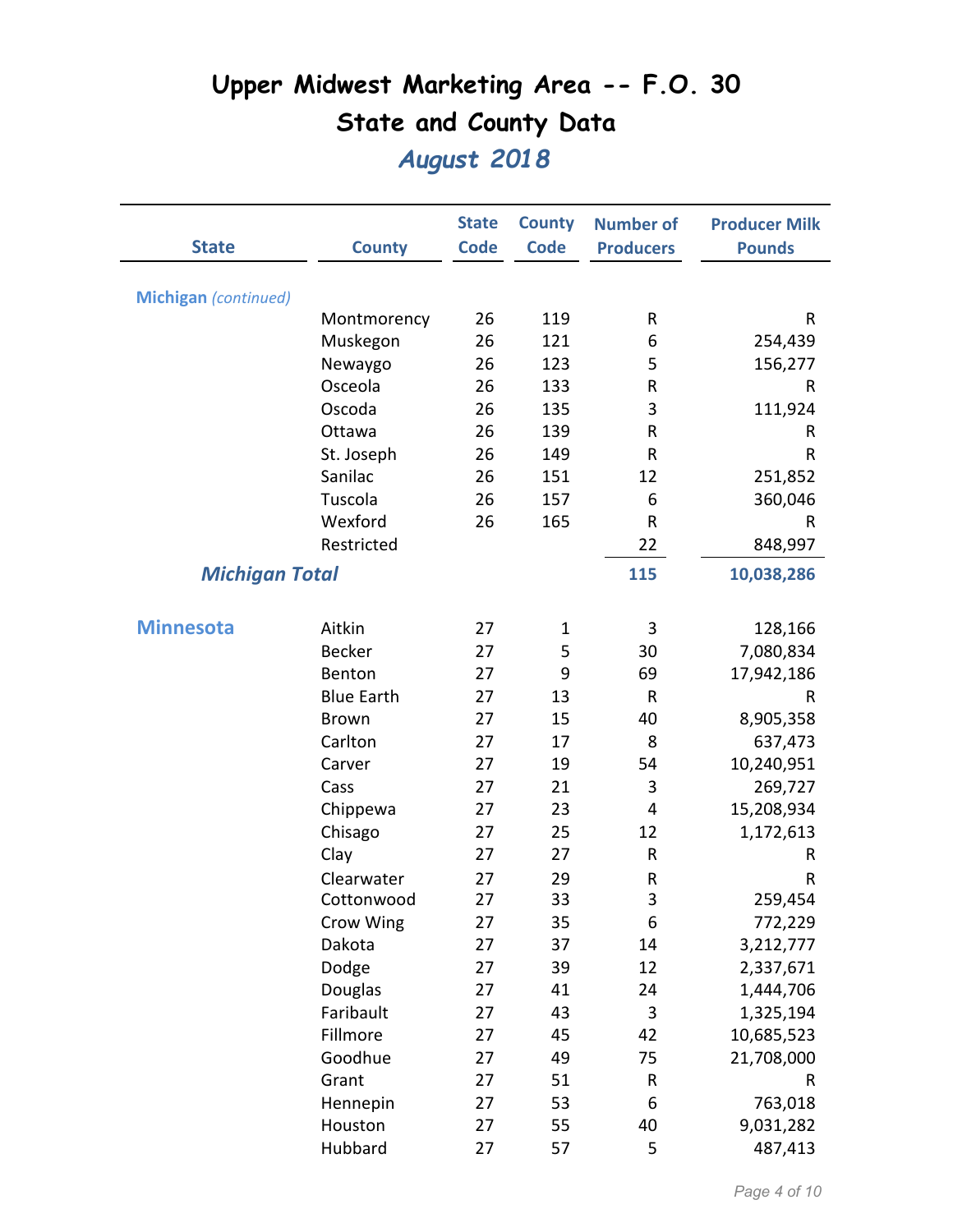# Upper Midwest Marketing Area -- F.O. 30

## State and County Data

### *August 2018*

| State | County | State Code | County Code | Number of Producers | Producer Milk Pounds |
|---|---|---|---|---|---|
| **Michigan** *(continued)* | | | | | |
| | Montmorency | 26 | 119 | R | R |
| | Muskegon | 26 | 121 | 6 | 254,439 |
| | Newaygo | 26 | 123 | 5 | 156,277 |
| | Osceola | 26 | 133 | R | R |
| | Oscoda | 26 | 135 | 3 | 111,924 |
| | Ottawa | 26 | 139 | R | R |
| | St. Joseph | 26 | 149 | R | R |
| | Sanilac | 26 | 151 | 12 | 251,852 |
| | Tuscola | 26 | 157 | 6 | 360,046 |
| | Wexford | 26 | 165 | R | R |
| | Restricted | | | 22 | 848,997 |
| ***Michigan Total*** | | | | **115** | **10,038,286** |
| **Minnesota** | Aitkin | 27 | 1 | 3 | 128,166 |
| | Becker | 27 | 5 | 30 | 7,080,834 |
| | Benton | 27 | 9 | 69 | 17,942,186 |
| | Blue Earth | 27 | 13 | R | R |
| | Brown | 27 | 15 | 40 | 8,905,358 |
| | Carlton | 27 | 17 | 8 | 637,473 |
| | Carver | 27 | 19 | 54 | 10,240,951 |
| | Cass | 27 | 21 | 3 | 269,727 |
| | Chippewa | 27 | 23 | 4 | 15,208,934 |
| | Chisago | 27 | 25 | 12 | 1,172,613 |
| | Clay | 27 | 27 | R | R |
| | Clearwater | 27 | 29 | R | R |
| | Cottonwood | 27 | 33 | 3 | 259,454 |
| | Crow Wing | 27 | 35 | 6 | 772,229 |
| | Dakota | 27 | 37 | 14 | 3,212,777 |
| | Dodge | 27 | 39 | 12 | 2,337,671 |
| | Douglas | 27 | 41 | 24 | 1,444,706 |
| | Faribault | 27 | 43 | 3 | 1,325,194 |
| | Fillmore | 27 | 45 | 42 | 10,685,523 |
| | Goodhue | 27 | 49 | 75 | 21,708,000 |
| | Grant | 27 | 51 | R | R |
| | Hennepin | 27 | 53 | 6 | 763,018 |
| | Houston | 27 | 55 | 40 | 9,031,282 |
| | Hubbard | 27 | 57 | 5 | 487,413 |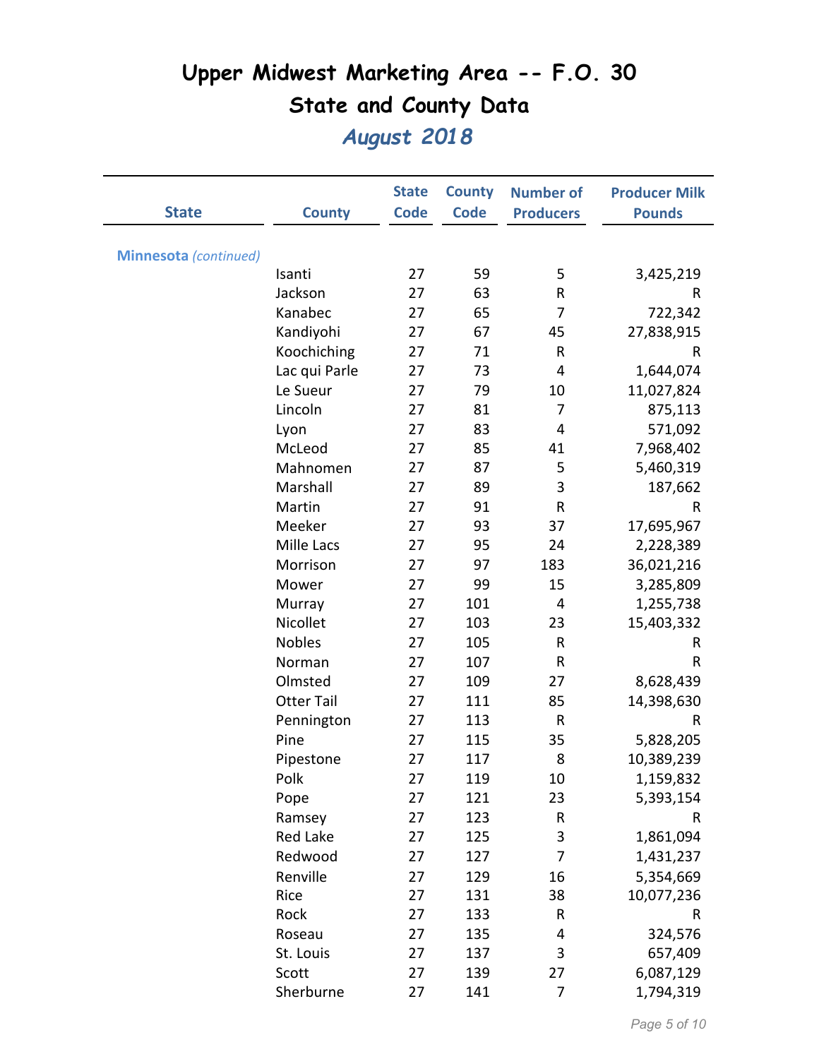# Upper Midwest Marketing Area -- F.O. 30

## State and County Data

### *August 2018*

| State | County | State Code | County Code | Number of Producers | Producer Milk Pounds |
|---|---|---|---|---|---|
| **Minnesota** *(continued)* | | | | | |
| | Isanti | 27 | 59 | 5 | 3,425,219 |
| | Jackson | 27 | 63 | R | R |
| | Kanabec | 27 | 65 | 7 | 722,342 |
| | Kandiyohi | 27 | 67 | 45 | 27,838,915 |
| | Koochiching | 27 | 71 | R | R |
| | Lac qui Parle | 27 | 73 | 4 | 1,644,074 |
| | Le Sueur | 27 | 79 | 10 | 11,027,824 |
| | Lincoln | 27 | 81 | 7 | 875,113 |
| | Lyon | 27 | 83 | 4 | 571,092 |
| | McLeod | 27 | 85 | 41 | 7,968,402 |
| | Mahnomen | 27 | 87 | 5 | 5,460,319 |
| | Marshall | 27 | 89 | 3 | 187,662 |
| | Martin | 27 | 91 | R | R |
| | Meeker | 27 | 93 | 37 | 17,695,967 |
| | Mille Lacs | 27 | 95 | 24 | 2,228,389 |
| | Morrison | 27 | 97 | 183 | 36,021,216 |
| | Mower | 27 | 99 | 15 | 3,285,809 |
| | Murray | 27 | 101 | 4 | 1,255,738 |
| | Nicollet | 27 | 103 | 23 | 15,403,332 |
| | Nobles | 27 | 105 | R | R |
| | Norman | 27 | 107 | R | R |
| | Olmsted | 27 | 109 | 27 | 8,628,439 |
| | Otter Tail | 27 | 111 | 85 | 14,398,630 |
| | Pennington | 27 | 113 | R | R |
| | Pine | 27 | 115 | 35 | 5,828,205 |
| | Pipestone | 27 | 117 | 8 | 10,389,239 |
| | Polk | 27 | 119 | 10 | 1,159,832 |
| | Pope | 27 | 121 | 23 | 5,393,154 |
| | Ramsey | 27 | 123 | R | R |
| | Red Lake | 27 | 125 | 3 | 1,861,094 |
| | Redwood | 27 | 127 | 7 | 1,431,237 |
| | Renville | 27 | 129 | 16 | 5,354,669 |
| | Rice | 27 | 131 | 38 | 10,077,236 |
| | Rock | 27 | 133 | R | R |
| | Roseau | 27 | 135 | 4 | 324,576 |
| | St. Louis | 27 | 137 | 3 | 657,409 |
| | Scott | 27 | 139 | 27 | 6,087,129 |
| | Sherburne | 27 | 141 | 7 | 1,794,319 |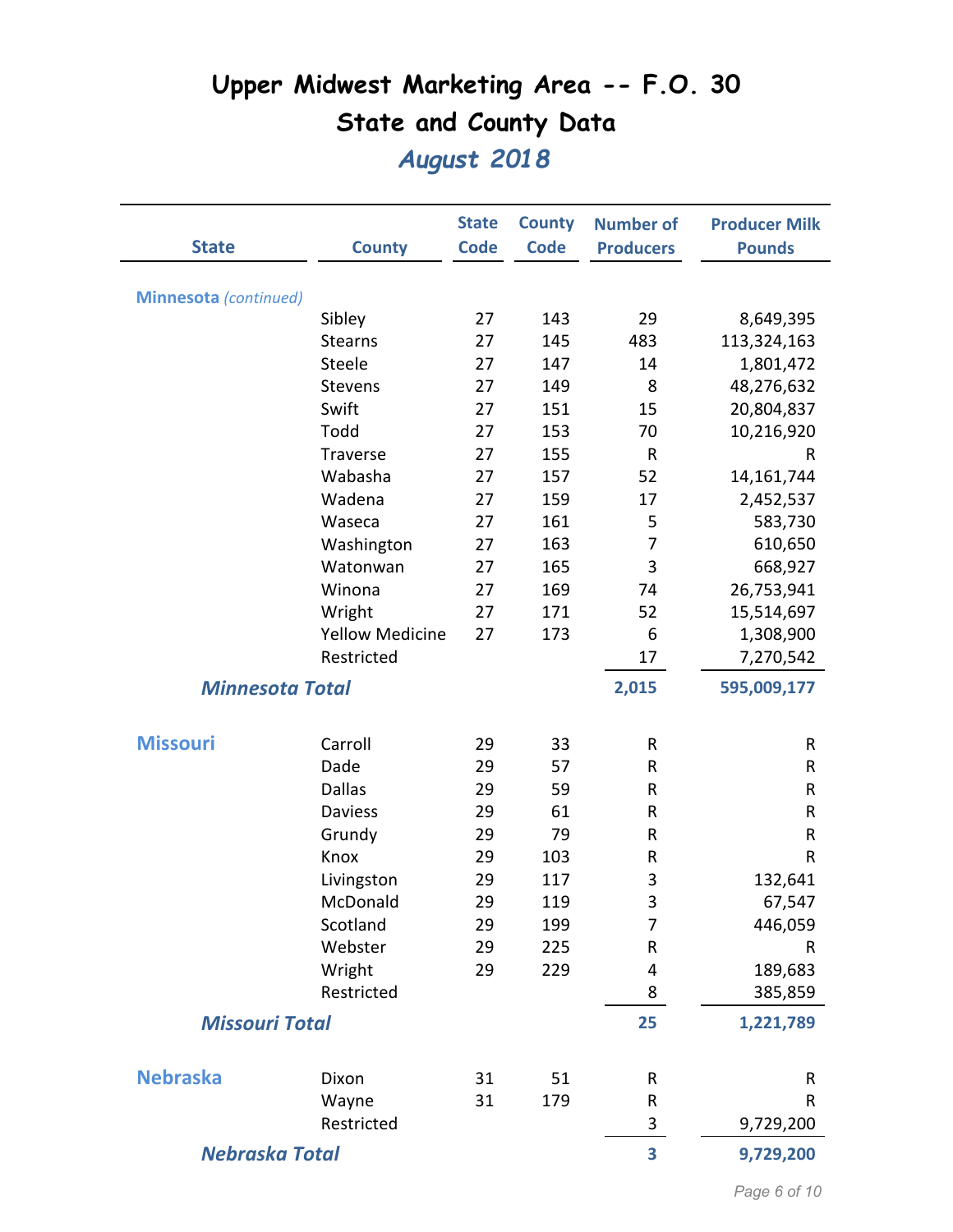# Upper Midwest Marketing Area -- F.O. 30

## State and County Data

### *August 2018*

| State | County | State Code | County Code | Number of Producers | Producer Milk Pounds |
|---|---|---|---|---|---|
| **Minnesota** *(continued)* | | | | | |
| | Sibley | 27 | 143 | 29 | 8,649,395 |
| | Stearns | 27 | 145 | 483 | 113,324,163 |
| | Steele | 27 | 147 | 14 | 1,801,472 |
| | Stevens | 27 | 149 | 8 | 48,276,632 |
| | Swift | 27 | 151 | 15 | 20,804,837 |
| | Todd | 27 | 153 | 70 | 10,216,920 |
| | Traverse | 27 | 155 | R | R |
| | Wabasha | 27 | 157 | 52 | 14,161,744 |
| | Wadena | 27 | 159 | 17 | 2,452,537 |
| | Waseca | 27 | 161 | 5 | 583,730 |
| | Washington | 27 | 163 | 7 | 610,650 |
| | Watonwan | 27 | 165 | 3 | 668,927 |
| | Winona | 27 | 169 | 74 | 26,753,941 |
| | Wright | 27 | 171 | 52 | 15,514,697 |
| | Yellow Medicine | 27 | 173 | 6 | 1,308,900 |
| | Restricted | | | 17 | 7,270,542 |
| ***Minnesota Total*** | | | | **2,015** | **595,009,177** |
| **Missouri** | Carroll | 29 | 33 | R | R |
| | Dade | 29 | 57 | R | R |
| | Dallas | 29 | 59 | R | R |
| | Daviess | 29 | 61 | R | R |
| | Grundy | 29 | 79 | R | R |
| | Knox | 29 | 103 | R | R |
| | Livingston | 29 | 117 | 3 | 132,641 |
| | McDonald | 29 | 119 | 3 | 67,547 |
| | Scotland | 29 | 199 | 7 | 446,059 |
| | Webster | 29 | 225 | R | R |
| | Wright | 29 | 229 | 4 | 189,683 |
| | Restricted | | | 8 | 385,859 |
| ***Missouri Total*** | | | | **25** | **1,221,789** |
| **Nebraska** | Dixon | 31 | 51 | R | R |
| | Wayne | 31 | 179 | R | R |
| | Restricted | | | 3 | 9,729,200 |
| ***Nebraska Total*** | | | | **3** | **9,729,200** |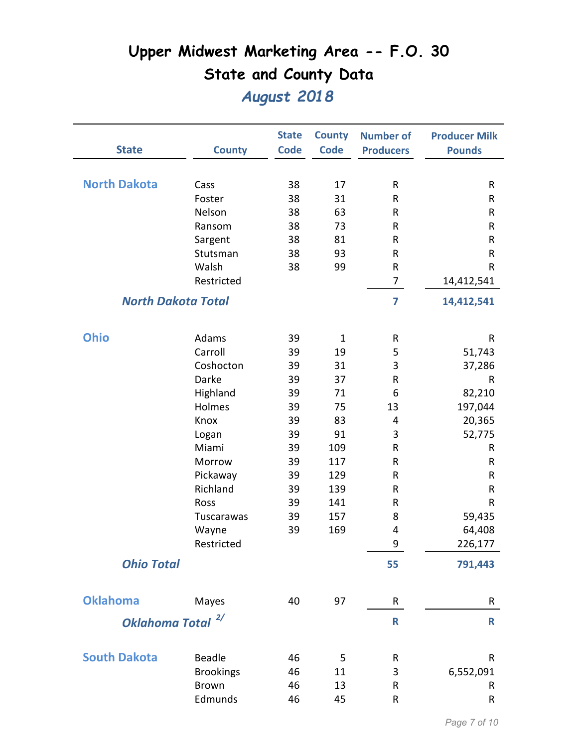# Upper Midwest Marketing Area -- F.O. 30

## State and County Data

### *August 2018*

| State | County | State Code | County Code | Number of Producers | Producer Milk Pounds |
|---|---|---|---|---|---|
| **North Dakota** | Cass | 38 | 17 | R | R |
| | Foster | 38 | 31 | R | R |
| | Nelson | 38 | 63 | R | R |
| | Ransom | 38 | 73 | R | R |
| | Sargent | 38 | 81 | R | R |
| | Stutsman | 38 | 93 | R | R |
| | Walsh | 38 | 99 | R | R |
| | Restricted | | | 7 | 14,412,541 |
| ***North Dakota Total*** | | | | **7** | **14,412,541** |
| **Ohio** | Adams | 39 | 1 | R | R |
| | Carroll | 39 | 19 | 5 | 51,743 |
| | Coshocton | 39 | 31 | 3 | 37,286 |
| | Darke | 39 | 37 | R | R |
| | Highland | 39 | 71 | 6 | 82,210 |
| | Holmes | 39 | 75 | 13 | 197,044 |
| | Knox | 39 | 83 | 4 | 20,365 |
| | Logan | 39 | 91 | 3 | 52,775 |
| | Miami | 39 | 109 | R | R |
| | Morrow | 39 | 117 | R | R |
| | Pickaway | 39 | 129 | R | R |
| | Richland | 39 | 139 | R | R |
| | Ross | 39 | 141 | R | R |
| | Tuscarawas | 39 | 157 | 8 | 59,435 |
| | Wayne | 39 | 169 | 4 | 64,408 |
| | Restricted | | | 9 | 226,177 |
| ***Ohio Total*** | | | | **55** | **791,443** |
| **Oklahoma** | Mayes | 40 | 97 | R | R |
| ***Oklahoma Total*** [2/] | | | | **R** | **R** |
| **South Dakota** | Beadle | 46 | 5 | R | R |
| | Brookings | 46 | 11 | 3 | 6,552,091 |
| | Brown | 46 | 13 | R | R |
| | Edmunds | 46 | 45 | R | R |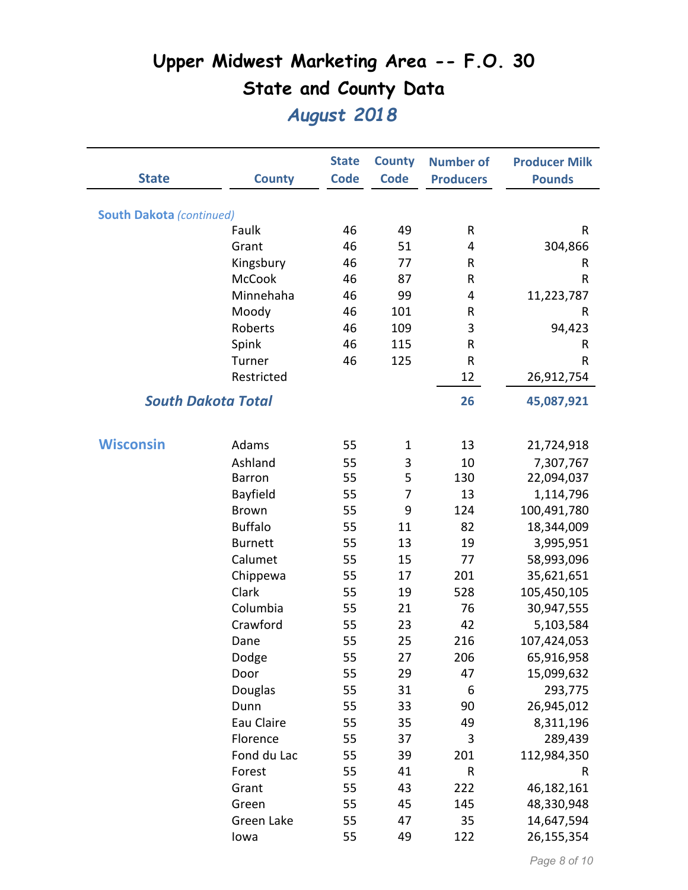# Upper Midwest Marketing Area -- F.O. 30

## State and County Data

### *August 2018*

| State | County | State Code | County Code | Number of Producers | Producer Milk Pounds |
|---|---|---|---|---|---|
| **South Dakota** *(continued)* | | | | | |
| | Faulk | 46 | 49 | R | R |
| | Grant | 46 | 51 | 4 | 304,866 |
| | Kingsbury | 46 | 77 | R | R |
| | McCook | 46 | 87 | R | R |
| | Minnehaha | 46 | 99 | 4 | 11,223,787 |
| | Moody | 46 | 101 | R | R |
| | Roberts | 46 | 109 | 3 | 94,423 |
| | Spink | 46 | 115 | R | R |
| | Turner | 46 | 125 | R | R |
| | Restricted | | | 12 | 26,912,754 |
| ***South Dakota Total*** | | | | **26** | **45,087,921** |
| **Wisconsin** | Adams | 55 | 1 | 13 | 21,724,918 |
| | Ashland | 55 | 3 | 10 | 7,307,767 |
| | Barron | 55 | 5 | 130 | 22,094,037 |
| | Bayfield | 55 | 7 | 13 | 1,114,796 |
| | Brown | 55 | 9 | 124 | 100,491,780 |
| | Buffalo | 55 | 11 | 82 | 18,344,009 |
| | Burnett | 55 | 13 | 19 | 3,995,951 |
| | Calumet | 55 | 15 | 77 | 58,993,096 |
| | Chippewa | 55 | 17 | 201 | 35,621,651 |
| | Clark | 55 | 19 | 528 | 105,450,105 |
| | Columbia | 55 | 21 | 76 | 30,947,555 |
| | Crawford | 55 | 23 | 42 | 5,103,584 |
| | Dane | 55 | 25 | 216 | 107,424,053 |
| | Dodge | 55 | 27 | 206 | 65,916,958 |
| | Door | 55 | 29 | 47 | 15,099,632 |
| | Douglas | 55 | 31 | 6 | 293,775 |
| | Dunn | 55 | 33 | 90 | 26,945,012 |
| | Eau Claire | 55 | 35 | 49 | 8,311,196 |
| | Florence | 55 | 37 | 3 | 289,439 |
| | Fond du Lac | 55 | 39 | 201 | 112,984,350 |
| | Forest | 55 | 41 | R | R |
| | Grant | 55 | 43 | 222 | 46,182,161 |
| | Green | 55 | 45 | 145 | 48,330,948 |
| | Green Lake | 55 | 47 | 35 | 14,647,594 |
| | Iowa | 55 | 49 | 122 | 26,155,354 |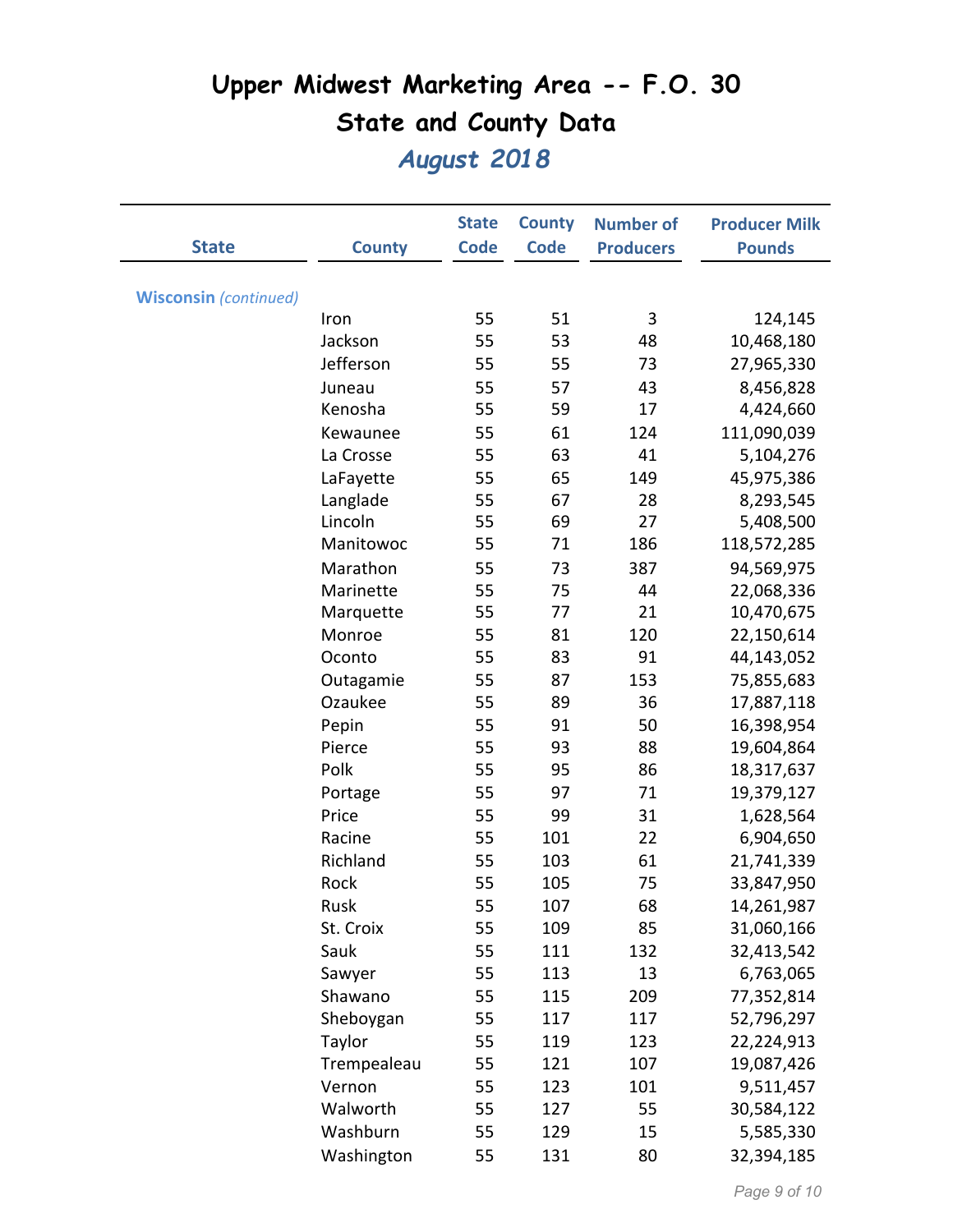# Upper Midwest Marketing Area -- F.O. 30

## State and County Data

### *August 2018*

| State | County | State Code | County Code | Number of Producers | Producer Milk Pounds |
|---|---|---|---|---|---|
| **Wisconsin** *(continued)* | | | | | |
| | Iron | 55 | 51 | 3 | 124,145 |
| | Jackson | 55 | 53 | 48 | 10,468,180 |
| | Jefferson | 55 | 55 | 73 | 27,965,330 |
| | Juneau | 55 | 57 | 43 | 8,456,828 |
| | Kenosha | 55 | 59 | 17 | 4,424,660 |
| | Kewaunee | 55 | 61 | 124 | 111,090,039 |
| | La Crosse | 55 | 63 | 41 | 5,104,276 |
| | LaFayette | 55 | 65 | 149 | 45,975,386 |
| | Langlade | 55 | 67 | 28 | 8,293,545 |
| | Lincoln | 55 | 69 | 27 | 5,408,500 |
| | Manitowoc | 55 | 71 | 186 | 118,572,285 |
| | Marathon | 55 | 73 | 387 | 94,569,975 |
| | Marinette | 55 | 75 | 44 | 22,068,336 |
| | Marquette | 55 | 77 | 21 | 10,470,675 |
| | Monroe | 55 | 81 | 120 | 22,150,614 |
| | Oconto | 55 | 83 | 91 | 44,143,052 |
| | Outagamie | 55 | 87 | 153 | 75,855,683 |
| | Ozaukee | 55 | 89 | 36 | 17,887,118 |
| | Pepin | 55 | 91 | 50 | 16,398,954 |
| | Pierce | 55 | 93 | 88 | 19,604,864 |
| | Polk | 55 | 95 | 86 | 18,317,637 |
| | Portage | 55 | 97 | 71 | 19,379,127 |
| | Price | 55 | 99 | 31 | 1,628,564 |
| | Racine | 55 | 101 | 22 | 6,904,650 |
| | Richland | 55 | 103 | 61 | 21,741,339 |
| | Rock | 55 | 105 | 75 | 33,847,950 |
| | Rusk | 55 | 107 | 68 | 14,261,987 |
| | St. Croix | 55 | 109 | 85 | 31,060,166 |
| | Sauk | 55 | 111 | 132 | 32,413,542 |
| | Sawyer | 55 | 113 | 13 | 6,763,065 |
| | Shawano | 55 | 115 | 209 | 77,352,814 |
| | Sheboygan | 55 | 117 | 117 | 52,796,297 |
| | Taylor | 55 | 119 | 123 | 22,224,913 |
| | Trempealeau | 55 | 121 | 107 | 19,087,426 |
| | Vernon | 55 | 123 | 101 | 9,511,457 |
| | Walworth | 55 | 127 | 55 | 30,584,122 |
| | Washburn | 55 | 129 | 15 | 5,585,330 |
| | Washington | 55 | 131 | 80 | 32,394,185 |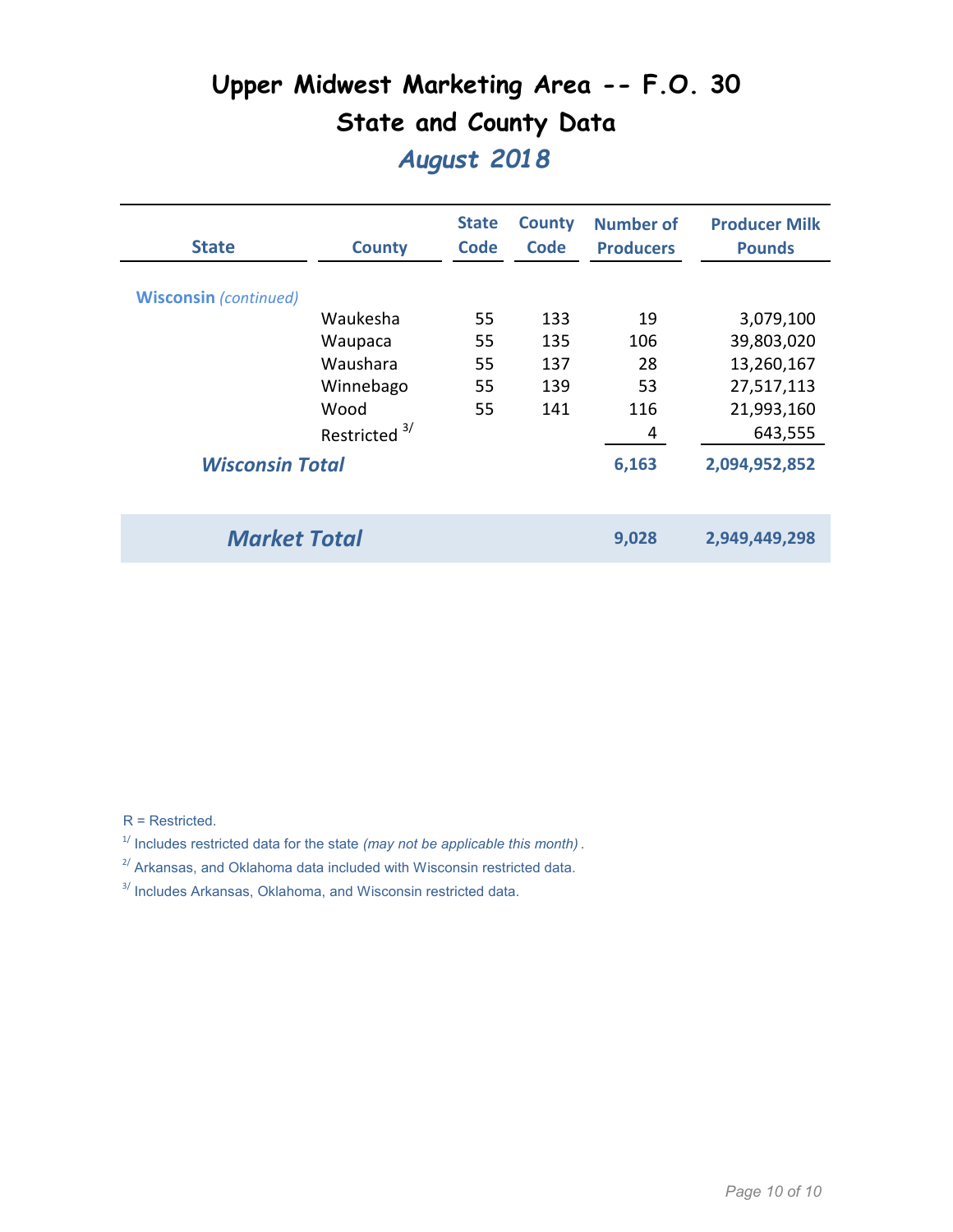# Upper Midwest Marketing Area -- F.O. 30

## State and County Data

### *August 2018*

| State | County | State Code | County Code | Number of Producers | Producer Milk Pounds |
|---|---|---|---|---|---|
| **Wisconsin** *(continued)* | | | | | |
| | Waukesha | 55 | 133 | 19 | 3,079,100 |
| | Waupaca | 55 | 135 | 106 | 39,803,020 |
| | Waushara | 55 | 137 | 28 | 13,260,167 |
| | Winnebago | 55 | 139 | 53 | 27,517,113 |
| | Wood | 55 | 141 | 116 | 21,993,160 |
| | Restricted [3/] | | | 4 | 643,555 |
| ***Wisconsin Total*** | | | | **6,163** | **2,094,952,852** |
| ***Market Total*** | | | | **9,028** | **2,949,449,298** |

R = Restricted.

[1/] Includes restricted data for the state *(may not be applicable this month)* .

[2/] Arkansas, and Oklahoma data included with Wisconsin restricted data.

[3/] Includes Arkansas, Oklahoma, and Wisconsin restricted data.